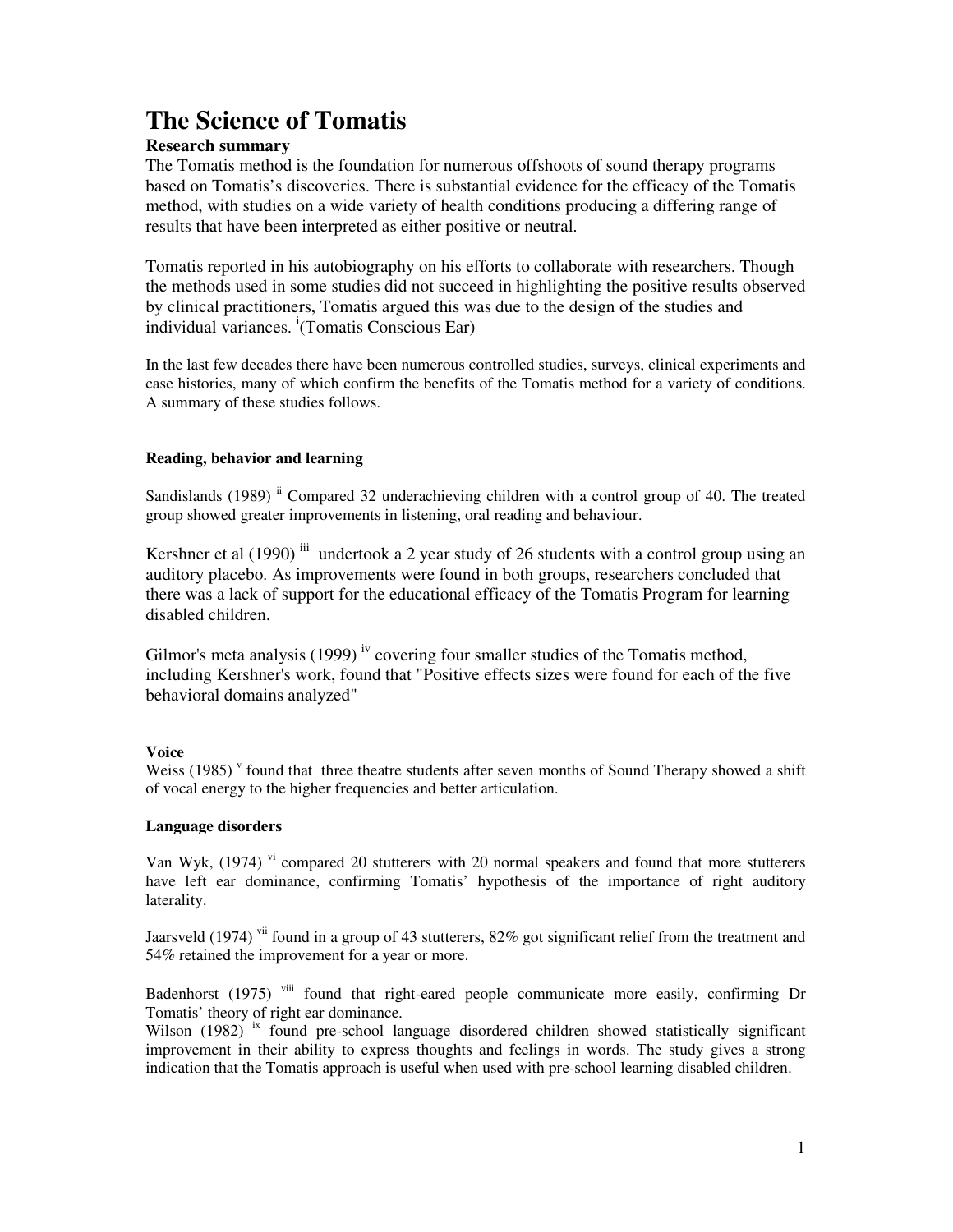# The Science of Tomatis

### Research summary

The Tomatis method is the foundation for numerous offshoots of sound therapy programs based on Tomatis's discoveries. There is substantial evidence for the efficacy of the Tomatis method, with studies on a wide variety of health conditions producing a differing range of results that have been interpreted as either positive or neutral.

Tomatis reported in his autobiography on his efforts to collaborate with researchers. Though the methods used in some studies did not succeed in highlighting the positive results observed by clinical practitioners, Tomatis argued this was due to the design of the studies and individual variances. [i](Tomatis Conscious Ear)

In the last few decades there have been numerous controlled studies, surveys, clinical experiments and case histories, many of which confirm the benefits of the Tomatis method for a variety of conditions. A summary of these studies follows.

#### Reading, behavior and learning

Sandislands (1989) [ii] Compared 32 underachieving children with a control group of 40. The treated group showed greater improvements in listening, oral reading and behaviour.

Kershner et al (1990) [iii] undertook a 2 year study of 26 students with a control group using an auditory placebo. As improvements were found in both groups, researchers concluded that there was a lack of support for the educational efficacy of the Tomatis Program for learning disabled children.

Gilmor's meta analysis (1999) [iv] covering four smaller studies of the Tomatis method, including Kershner's work, found that "Positive effects sizes were found for each of the five behavioral domains analyzed"

#### Voice

Weiss (1985) [v] found that three theatre students after seven months of Sound Therapy showed a shift of vocal energy to the higher frequencies and better articulation.

#### Language disorders

Van Wyk, (1974) [vi] compared 20 stutterers with 20 normal speakers and found that more stutterers have left ear dominance, confirming Tomatis' hypothesis of the importance of right auditory laterality.

Jaarsveld (1974) [vii] found in a group of 43 stutterers, 82% got significant relief from the treatment and 54% retained the improvement for a year or more.

Badenhorst (1975) [viii] found that right-eared people communicate more easily, confirming Dr Tomatis' theory of right ear dominance.

Wilson (1982) [ix] found pre-school language disordered children showed statistically significant improvement in their ability to express thoughts and feelings in words. The study gives a strong indication that the Tomatis approach is useful when used with pre-school learning disabled children.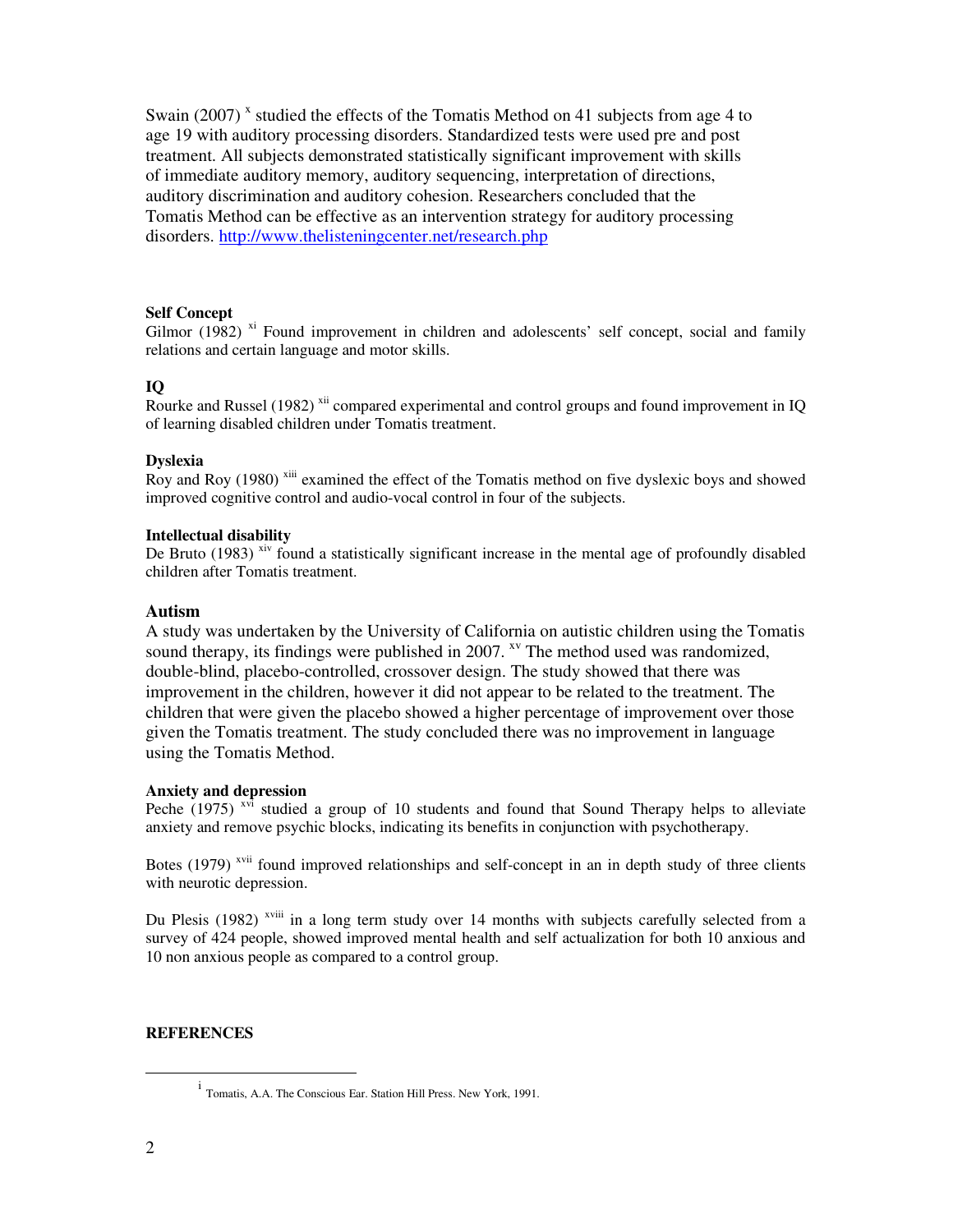Swain (2007) [x] studied the effects of the Tomatis Method on 41 subjects from age 4 to age 19 with auditory processing disorders. Standardized tests were used pre and post treatment. All subjects demonstrated statistically significant improvement with skills of immediate auditory memory, auditory sequencing, interpretation of directions, auditory discrimination and auditory cohesion. Researchers concluded that the Tomatis Method can be effective as an intervention strategy for auditory processing disorders. http://www.thelisteningcenter.net/research.php

**Self Concept**

Gilmor (1982) [xi] Found improvement in children and adolescents' self concept, social and family relations and certain language and motor skills.

**IQ**

Rourke and Russel (1982) [xii] compared experimental and control groups and found improvement in IQ of learning disabled children under Tomatis treatment.

**Dyslexia**

Roy and Roy (1980) [xiii] examined the effect of the Tomatis method on five dyslexic boys and showed improved cognitive control and audio-vocal control in four of the subjects.

**Intellectual disability**

De Bruto (1983) [xiv] found a statistically significant increase in the mental age of profoundly disabled children after Tomatis treatment.

**Autism**

A study was undertaken by the University of California on autistic children using the Tomatis sound therapy, its findings were published in 2007. [xv] The method used was randomized, double-blind, placebo-controlled, crossover design. The study showed that there was improvement in the children, however it did not appear to be related to the treatment. The children that were given the placebo showed a higher percentage of improvement over those given the Tomatis treatment. The study concluded there was no improvement in language using the Tomatis Method.

**Anxiety and depression**

Peche (1975) [xvi] studied a group of 10 students and found that Sound Therapy helps to alleviate anxiety and remove psychic blocks, indicating its benefits in conjunction with psychotherapy.

Botes (1979) [xvii] found improved relationships and self-concept in an in depth study of three clients with neurotic depression.

Du Plesis (1982) [xviii] in a long term study over 14 months with subjects carefully selected from a survey of 424 people, showed improved mental health and self actualization for both 10 anxious and 10 non anxious people as compared to a control group.

**REFERENCES**

[i] Tomatis, A.A. The Conscious Ear. Station Hill Press. New York, 1991.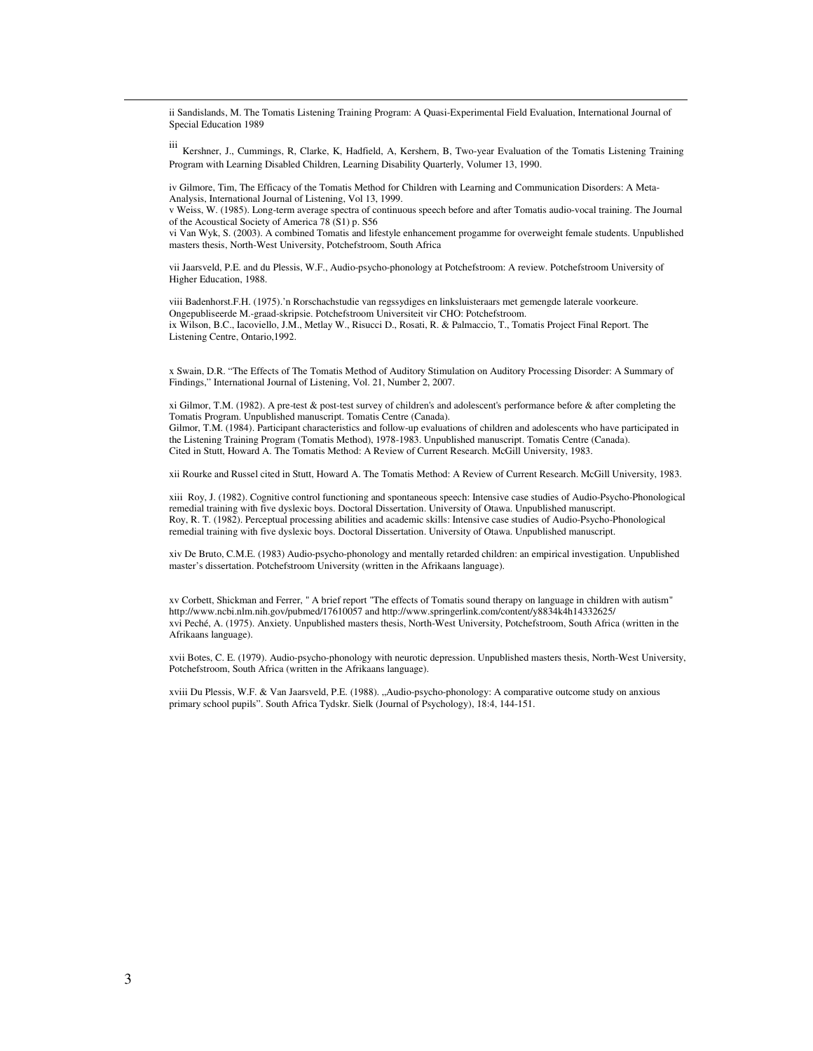ii Sandislands, M. The Tomatis Listening Training Program: A Quasi-Experimental Field Evaluation, International Journal of Special Education 1989

iii Kershner, J., Cummings, R, Clarke, K, Hadfield, A, Kershern, B, Two-year Evaluation of the Tomatis Listening Training Program with Learning Disabled Children, Learning Disability Quarterly, Volumer 13, 1990.

iv Gilmore, Tim, The Efficacy of the Tomatis Method for Children with Learning and Communication Disorders: A Meta-Analysis, International Journal of Listening, Vol 13, 1999.

v Weiss, W. (1985). Long-term average spectra of continuous speech before and after Tomatis audio-vocal training. The Journal of the Acoustical Society of America 78 (S1) p. S56

vi Van Wyk, S. (2003). A combined Tomatis and lifestyle enhancement progamme for overweight female students. Unpublished masters thesis, North-West University, Potchefstroom, South Africa

vii Jaarsveld, P.E. and du Plessis, W.F., Audio-psycho-phonology at Potchefstroom: A review. Potchefstroom University of Higher Education, 1988.

viii Badenhorst.F.H. (1975).'n Rorschachstudie van regssydiges en linksluisteraars met gemengde laterale voorkeure. Ongepubliseerde M.-graad-skripsie. Potchefstroom Universiteit vir CHO: Potchefstroom.

ix Wilson, B.C., Iacoviello, J.M., Metlay W., Risucci D., Rosati, R. & Palmaccio, T., Tomatis Project Final Report. The Listening Centre, Ontario,1992.

x Swain, D.R. "The Effects of The Tomatis Method of Auditory Stimulation on Auditory Processing Disorder: A Summary of Findings," International Journal of Listening, Vol. 21, Number 2, 2007.

xi Gilmor, T.M. (1982). A pre-test & post-test survey of children's and adolescent's performance before & after completing the Tomatis Program. Unpublished manuscript. Tomatis Centre (Canada).
Gilmor, T.M. (1984). Participant characteristics and follow-up evaluations of children and adolescents who have participated in the Listening Training Program (Tomatis Method), 1978-1983. Unpublished manuscript. Tomatis Centre (Canada).
Cited in Stutt, Howard A. The Tomatis Method: A Review of Current Research. McGill University, 1983.

xii Rourke and Russel cited in Stutt, Howard A. The Tomatis Method: A Review of Current Research. McGill University, 1983.

xiii Roy, J. (1982). Cognitive control functioning and spontaneous speech: Intensive case studies of Audio-Psycho-Phonological remedial training with five dyslexic boys. Doctoral Dissertation. University of Otawa. Unpublished manuscript.
Roy, R. T. (1982). Perceptual processing abilities and academic skills: Intensive case studies of Audio-Psycho-Phonological remedial training with five dyslexic boys. Doctoral Dissertation. University of Otawa. Unpublished manuscript.

xiv De Bruto, C.M.E. (1983) Audio-psycho-phonology and mentally retarded children: an empirical investigation. Unpublished master's dissertation. Potchefstroom University (written in the Afrikaans language).

xv Corbett, Shickman and Ferrer, " A brief report "The effects of Tomatis sound therapy on language in children with autism" http://www.ncbi.nlm.nih.gov/pubmed/17610057 and http://www.springerlink.com/content/y8834k4h14332625/

xvi Peché, A. (1975). Anxiety. Unpublished masters thesis, North-West University, Potchefstroom, South Africa (written in the Afrikaans language).

xvii Botes, C. E. (1979). Audio-psycho-phonology with neurotic depression. Unpublished masters thesis, North-West University, Potchefstroom, South Africa (written in the Afrikaans language).

xviii Du Plessis, W.F. & Van Jaarsveld, P.E. (1988). „Audio-psycho-phonology: A comparative outcome study on anxious primary school pupils". South Africa Tydskr. Sielk (Journal of Psychology), 18:4, 144-151.